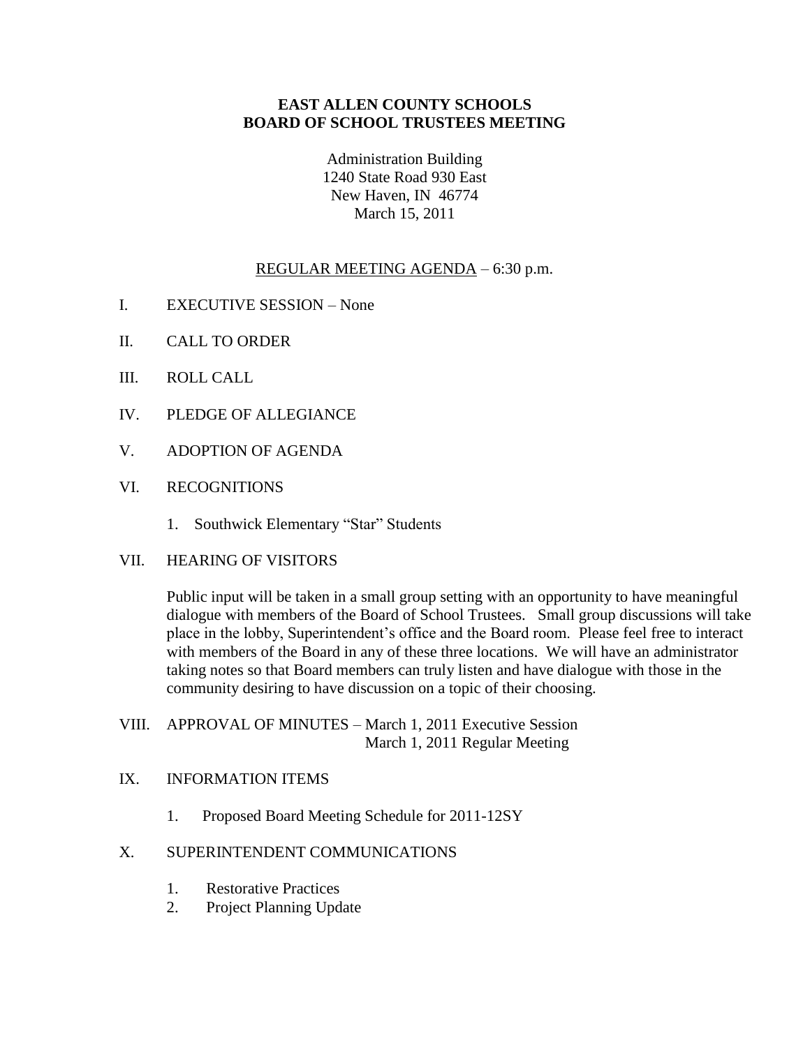# EAST ALLEN COUNTY SCHOOLS
# BOARD OF SCHOOL TRUSTEES MEETING

Administration Building
1240 State Road 930 East
New Haven, IN 46774
March 15, 2011

REGULAR MEETING AGENDA – 6:30 p.m.

I. EXECUTIVE SESSION – None

II. CALL TO ORDER

III. ROLL CALL

IV. PLEDGE OF ALLEGIANCE

V. ADOPTION OF AGENDA

VI. RECOGNITIONS

1. Southwick Elementary "Star" Students

VII. HEARING OF VISITORS

Public input will be taken in a small group setting with an opportunity to have meaningful dialogue with members of the Board of School Trustees. Small group discussions will take place in the lobby, Superintendent's office and the Board room. Please feel free to interact with members of the Board in any of these three locations. We will have an administrator taking notes so that Board members can truly listen and have dialogue with those in the community desiring to have discussion on a topic of their choosing.

VIII. APPROVAL OF MINUTES – March 1, 2011 Executive Session
March 1, 2011 Regular Meeting

IX. INFORMATION ITEMS

1. Proposed Board Meeting Schedule for 2011-12SY

X. SUPERINTENDENT COMMUNICATIONS

1. Restorative Practices
2. Project Planning Update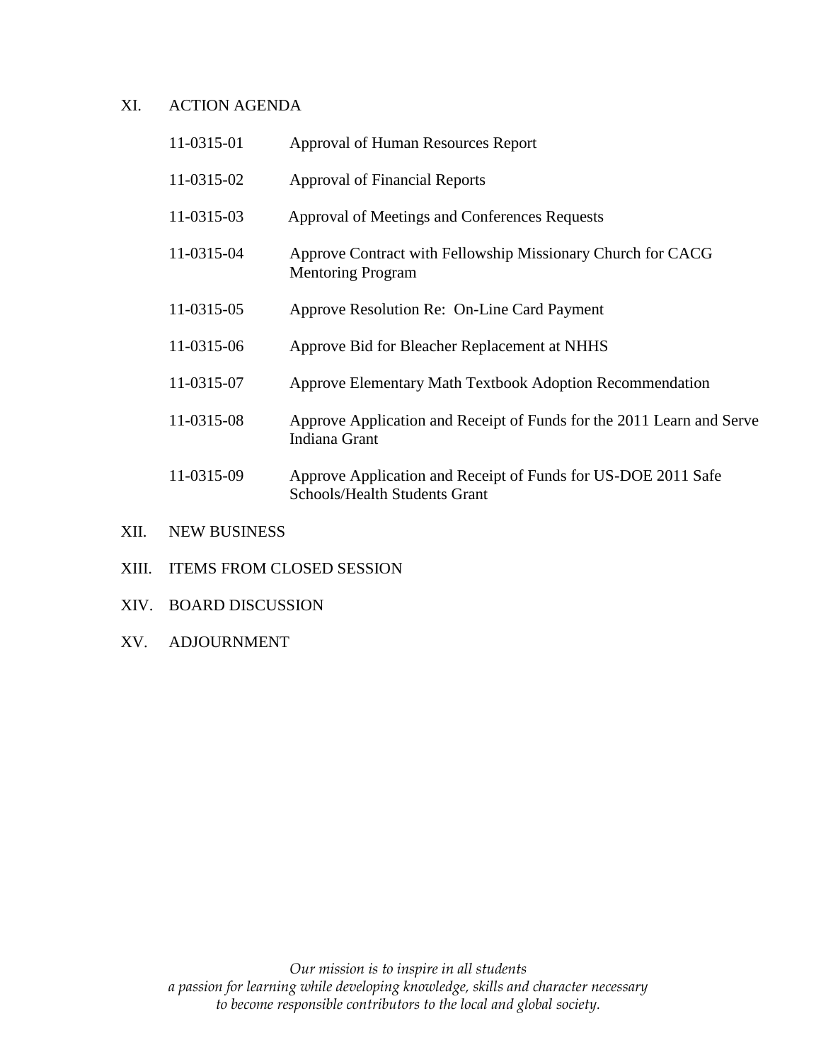XI. ACTION AGENDA

| | |
|---|---|
| 11-0315-01 | Approval of Human Resources Report |
| 11-0315-02 | Approval of Financial Reports |
| 11-0315-03 | Approval of Meetings and Conferences Requests |
| 11-0315-04 | Approve Contract with Fellowship Missionary Church for CACG Mentoring Program |
| 11-0315-05 | Approve Resolution Re: On-Line Card Payment |
| 11-0315-06 | Approve Bid for Bleacher Replacement at NHHS |
| 11-0315-07 | Approve Elementary Math Textbook Adoption Recommendation |
| 11-0315-08 | Approve Application and Receipt of Funds for the 2011 Learn and Serve Indiana Grant |
| 11-0315-09 | Approve Application and Receipt of Funds for US-DOE 2011 Safe Schools/Health Students Grant |

XII. NEW BUSINESS

XIII. ITEMS FROM CLOSED SESSION

XIV. BOARD DISCUSSION

XV. ADJOURNMENT

*Our mission is to inspire in all students a passion for learning while developing knowledge, skills and character necessary to become responsible contributors to the local and global society.*